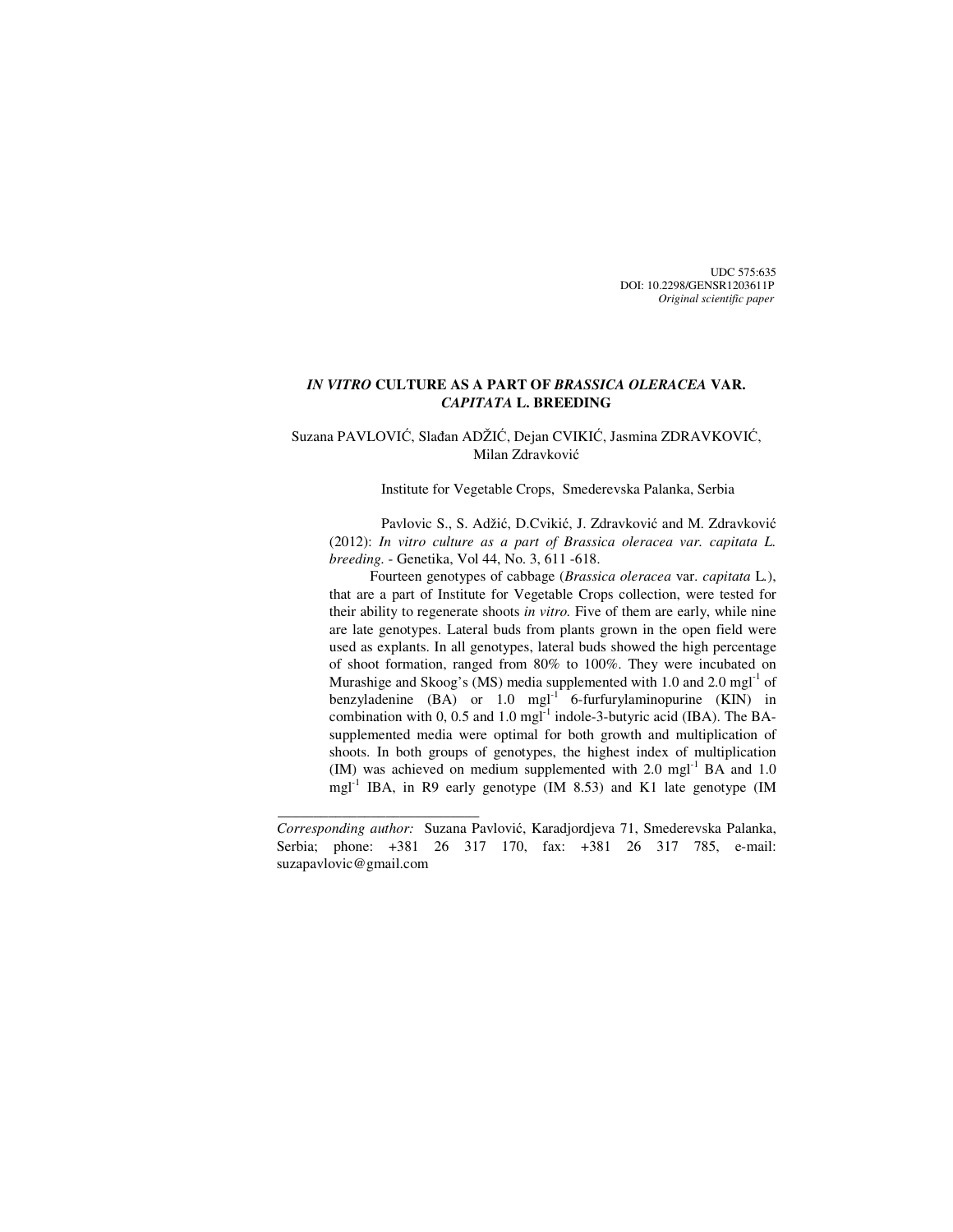UDC 575:635
DOI: 10.2298/GENSR1203611P
*Original scientific paper*

# *IN VITRO* CULTURE AS A PART OF *BRASSICA OLERACEA* VAR. *CAPITATA* L. BREEDING

Suzana PAVLOVIĆ, Slađan ADŽIĆ, Dejan CVIKIĆ, Jasmina ZDRAVKOVIĆ, Milan Zdravković

Institute for Vegetable Crops, Smederevska Palanka, Serbia

Pavlovic S., S. Adžić, D.Cvikić, J. Zdravković and M. Zdravković (2012): *In vitro culture as a part of Brassica oleracea var. capitata L. breeding*. - Genetika, Vol 44, No. 3, 611 -618.

Fourteen genotypes of cabbage (*Brassica oleracea* var. *capitata* L.), that are a part of Institute for Vegetable Crops collection, were tested for their ability to regenerate shoots *in vitro.* Five of them are early, while nine are late genotypes. Lateral buds from plants grown in the open field were used as explants. In all genotypes, lateral buds showed the high percentage of shoot formation, ranged from 80% to 100%. They were incubated on Murashige and Skoog's (MS) media supplemented with 1.0 and 2.0 $mgl^{-1}$ of benzyladenine (BA) or 1.0 $mgl^{-1}$ 6-furfurylaminopurine (KIN) in combination with 0, 0.5 and 1.0 $mgl^{-1}$ indole-3-butyric acid (IBA). The BA-supplemented media were optimal for both growth and multiplication of shoots. In both groups of genotypes, the highest index of multiplication (IM) was achieved on medium supplemented with 2.0 $mgl^{-1}$ BA and 1.0 $mgl^{-1}$ IBA, in R9 early genotype (IM 8.53) and K1 late genotype (IM

---

*Corresponding author:* Suzana Pavlović, Karadjordjeva 71, Smederevska Palanka, Serbia; phone: +381 26 317 170, fax: +381 26 317 785, e-mail: suzapavlovic@gmail.com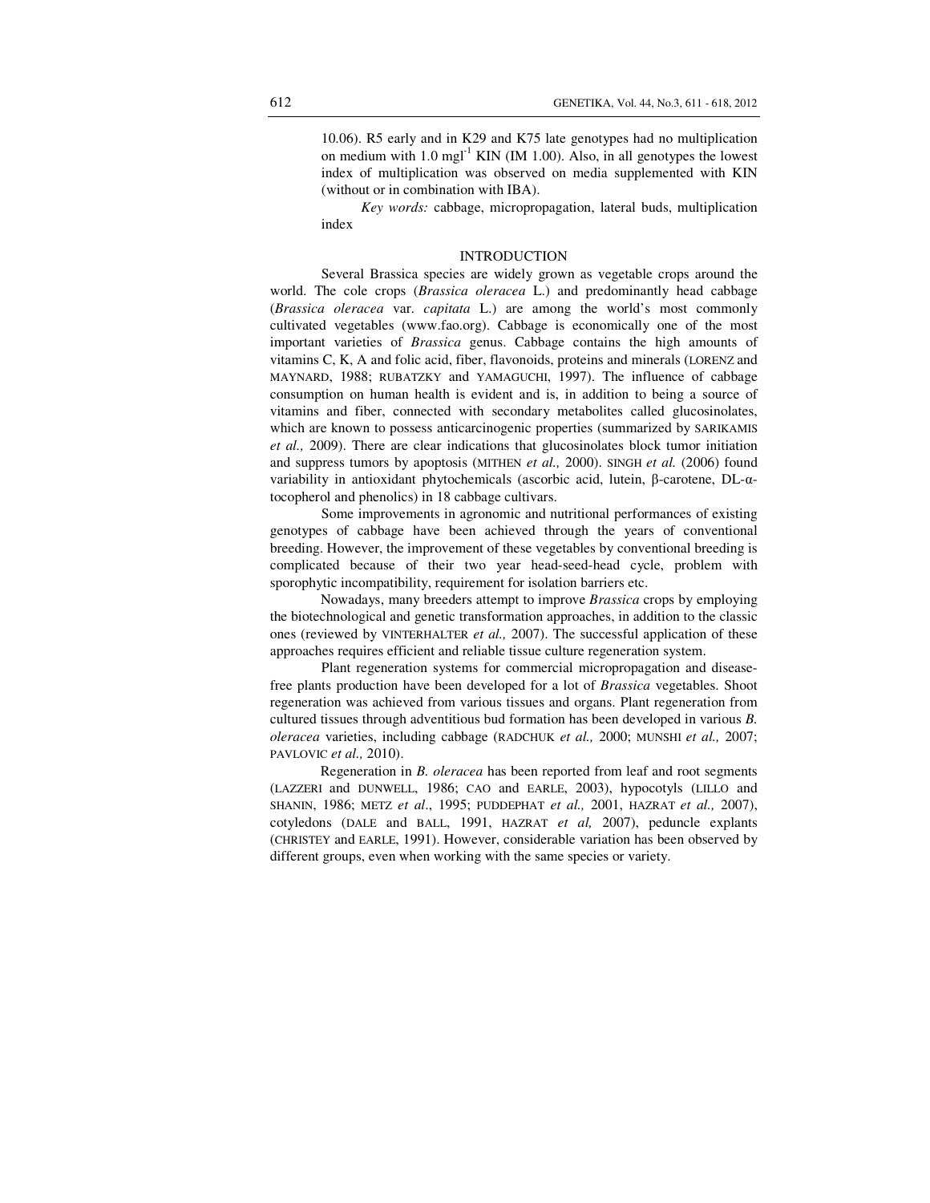10.06). R5 early and in K29 and K75 late genotypes had no multiplication on medium with 1.0 mgl$^{-1}$ KIN (IM 1.00). Also, in all genotypes the lowest index of multiplication was observed on media supplemented with KIN (without or in combination with IBA).

*Key words:* cabbage, micropropagation, lateral buds, multiplication index

## INTRODUCTION

Several Brassica species are widely grown as vegetable crops around the world. The cole crops (*Brassica oleracea* L.) and predominantly head cabbage (*Brassica oleracea* var. *capitata* L.) are among the world's most commonly cultivated vegetables (www.fao.org). Cabbage is economically one of the most important varieties of *Brassica* genus. Cabbage contains the high amounts of vitamins C, K, A and folic acid, fiber, flavonoids, proteins and minerals (LORENZ and MAYNARD, 1988; RUBATZKY and YAMAGUCHI, 1997). The influence of cabbage consumption on human health is evident and is, in addition to being a source of vitamins and fiber, connected with secondary metabolites called glucosinolates, which are known to possess anticarcinogenic properties (summarized by SARIKAMIS *et al.,* 2009). There are clear indications that glucosinolates block tumor initiation and suppress tumors by apoptosis (MITHEN *et al.,* 2000). SINGH *et al.* (2006) found variability in antioxidant phytochemicals (ascorbic acid, lutein, β-carotene, DL-α-tocopherol and phenolics) in 18 cabbage cultivars.

Some improvements in agronomic and nutritional performances of existing genotypes of cabbage have been achieved through the years of conventional breeding. However, the improvement of these vegetables by conventional breeding is complicated because of their two year head-seed-head cycle, problem with sporophytic incompatibility, requirement for isolation barriers etc.

Nowadays, many breeders attempt to improve *Brassica* crops by employing the biotechnological and genetic transformation approaches, in addition to the classic ones (reviewed by VINTERHALTER *et al.,* 2007). The successful application of these approaches requires efficient and reliable tissue culture regeneration system.

Plant regeneration systems for commercial micropropagation and disease-free plants production have been developed for a lot of *Brassica* vegetables. Shoot regeneration was achieved from various tissues and organs. Plant regeneration from cultured tissues through adventitious bud formation has been developed in various *B. oleracea* varieties, including cabbage (RADCHUK *et al.,* 2000; MUNSHI *et al.,* 2007; PAVLOVIC *et al.,* 2010).

Regeneration in *B. oleracea* has been reported from leaf and root segments (LAZZERI and DUNWELL, 1986; CAO and EARLE, 2003), hypocotyls (LILLO and SHANIN, 1986; METZ *et al*., 1995; PUDDEPHAT *et al.,* 2001, HAZRAT *et al.,* 2007), cotyledons (DALE and BALL, 1991, HAZRAT *et al,* 2007), peduncle explants (CHRISTEY and EARLE, 1991). However, considerable variation has been observed by different groups, even when working with the same species or variety.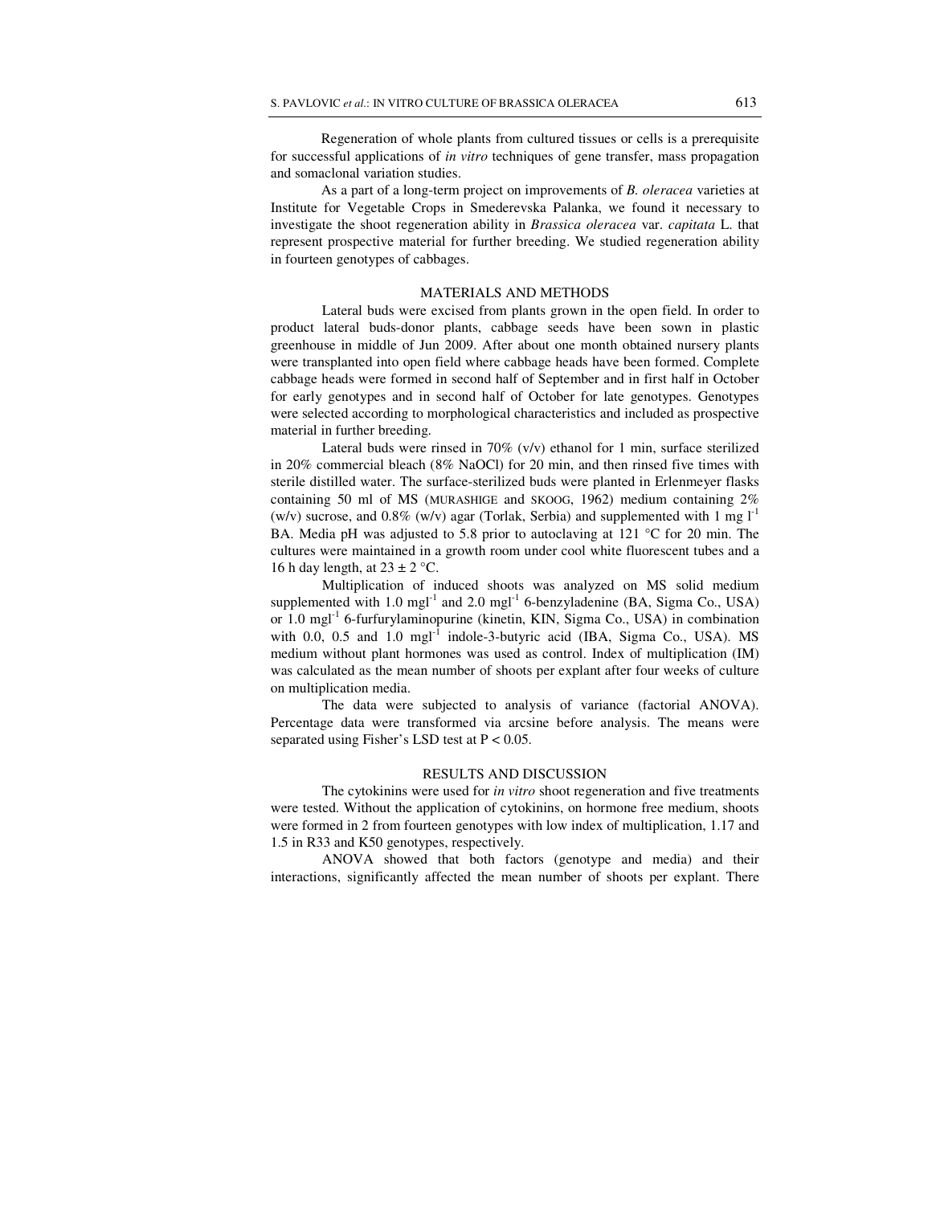Regeneration of whole plants from cultured tissues or cells is a prerequisite for successful applications of *in vitro* techniques of gene transfer, mass propagation and somaclonal variation studies.

As a part of a long-term project on improvements of *B. oleracea* varieties at Institute for Vegetable Crops in Smederevska Palanka, we found it necessary to investigate the shoot regeneration ability in *Brassica oleracea* var. *capitata* L. that represent prospective material for further breeding. We studied regeneration ability in fourteen genotypes of cabbages.

## MATERIALS AND METHODS

Lateral buds were excised from plants grown in the open field. In order to product lateral buds-donor plants, cabbage seeds have been sown in plastic greenhouse in middle of Jun 2009. After about one month obtained nursery plants were transplanted into open field where cabbage heads have been formed. Complete cabbage heads were formed in second half of September and in first half in October for early genotypes and in second half of October for late genotypes. Genotypes were selected according to morphological characteristics and included as prospective material in further breeding.

Lateral buds were rinsed in 70% (v/v) ethanol for 1 min, surface sterilized in 20% commercial bleach (8% NaOCl) for 20 min, and then rinsed five times with sterile distilled water. The surface-sterilized buds were planted in Erlenmeyer flasks containing 50 ml of MS (MURASHIGE and SKOOG, 1962) medium containing 2% (w/v) sucrose, and 0.8% (w/v) agar (Torlak, Serbia) and supplemented with 1 mg $l^{-1}$ BA. Media pH was adjusted to 5.8 prior to autoclaving at 121 °C for 20 min. The cultures were maintained in a growth room under cool white fluorescent tubes and a 16 h day length, at 23 ± 2 °C.

Multiplication of induced shoots was analyzed on MS solid medium supplemented with 1.0 $mgl^{-1}$ and 2.0 $mgl^{-1}$ 6-benzyladenine (BA, Sigma Co., USA) or 1.0 $mgl^{-1}$ 6-furfurylaminopurine (kinetin, KIN, Sigma Co., USA) in combination with 0.0, 0.5 and 1.0 $mgl^{-1}$ indole-3-butyric acid (IBA, Sigma Co., USA). MS medium without plant hormones was used as control. Index of multiplication (IM) was calculated as the mean number of shoots per explant after four weeks of culture on multiplication media.

The data were subjected to analysis of variance (factorial ANOVA). Percentage data were transformed via arcsine before analysis. The means were separated using Fisher's LSD test at $P < 0.05$.

## RESULTS AND DISCUSSION

The cytokinins were used for *in vitro* shoot regeneration and five treatments were tested. Without the application of cytokinins, on hormone free medium, shoots were formed in 2 from fourteen genotypes with low index of multiplication, 1.17 and 1.5 in R33 and K50 genotypes, respectively.

ANOVA showed that both factors (genotype and media) and their interactions, significantly affected the mean number of shoots per explant. There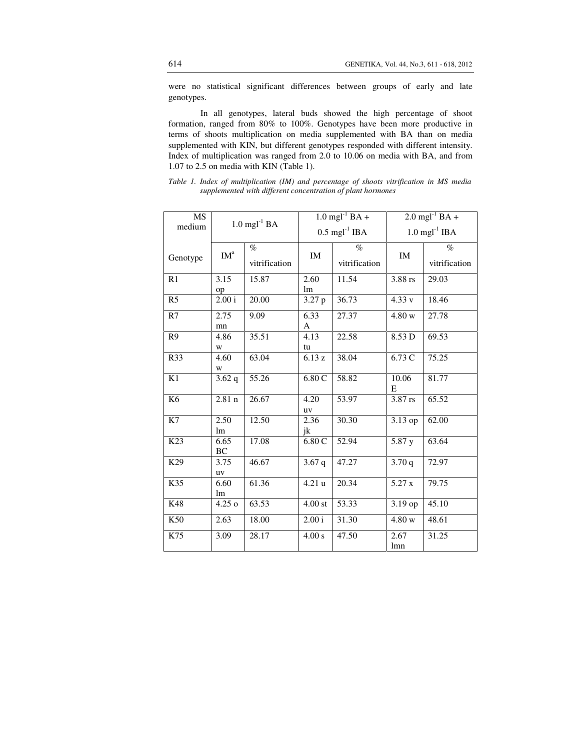were no statistical significant differences between groups of early and late genotypes.

In all genotypes, lateral buds showed the high percentage of shoot formation, ranged from 80% to 100%. Genotypes have been more productive in terms of shoots multiplication on media supplemented with BA than on media supplemented with KIN, but different genotypes responded with different intensity. Index of multiplication was ranged from 2.0 to 10.06 on media with BA, and from 1.07 to 2.5 on media with KIN (Table 1).

*Table 1. Index of multiplication (IM) and percentage of shoots vitrification in MS media supplemented with different concentration of plant hormones*

| MS medium | $1.0\ mgl^{-1}$ BA | | $1.0\ mgl^{-1}$ BA + $0.5\ mgl^{-1}$ IBA | | $2.0\ mgl^{-1}$ BA + $1.0\ mgl^{-1}$ IBA | |
|---|---|---|---|---|---|---|
| Genotype | IM[a] | % vitrification | IM | % vitrification | IM | % vitrification |
| R1 | 3.15 op | 15.87 | 2.60 lm | 11.54 | 3.88 rs | 29.03 |
| R5 | 2.00 i | 20.00 | 3.27 p | 36.73 | 4.33 v | 18.46 |
| R7 | 2.75 mn | 9.09 | 6.33 A | 27.37 | 4.80 w | 27.78 |
| R9 | 4.86 w | 35.51 | 4.13 tu | 22.58 | 8.53 D | 69.53 |
| R33 | 4.60 w | 63.04 | 6.13 z | 38.04 | 6.73 C | 75.25 |
| K1 | 3.62 q | 55.26 | 6.80 C | 58.82 | 10.06 E | 81.77 |
| K6 | 2.81 n | 26.67 | 4.20 uv | 53.97 | 3.87 rs | 65.52 |
| K7 | 2.50 lm | 12.50 | 2.36 jk | 30.30 | 3.13 op | 62.00 |
| K23 | 6.65 BC | 17.08 | 6.80 C | 52.94 | 5.87 y | 63.64 |
| K29 | 3.75 uv | 46.67 | 3.67 q | 47.27 | 3.70 q | 72.97 |
| K35 | 6.60 lm | 61.36 | 4.21 u | 20.34 | 5.27 x | 79.75 |
| K48 | 4.25 o | 63.53 | 4.00 st | 53.33 | 3.19 op | 45.10 |
| K50 | 2.63 | 18.00 | 2.00 i | 31.30 | 4.80 w | 48.61 |
| K75 | 3.09 | 28.17 | 4.00 s | 47.50 | 2.67 lmn | 31.25 |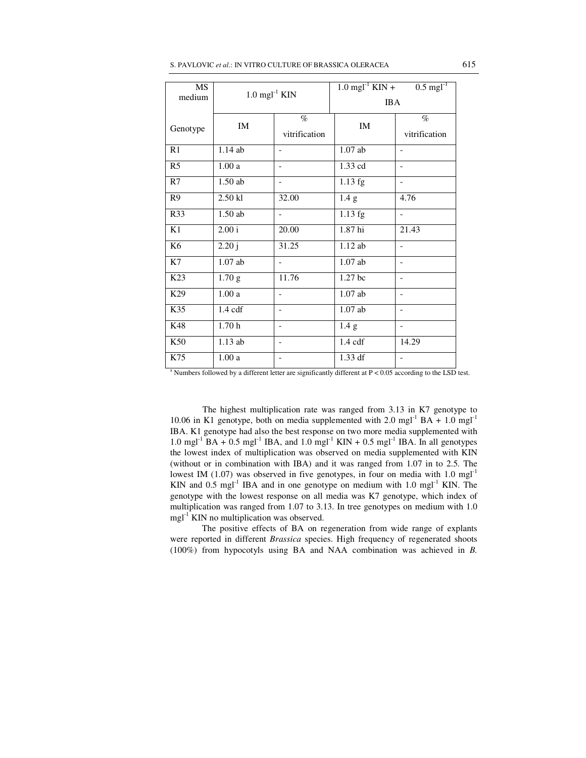| MS medium | $1.0\ mgl^{-1}$ KIN | | $1.0\ mgl^{-1}$ KIN + $0.5\ mgl^{-1}$ IBA | |
|---|---|---|---|---|
| Genotype | IM | % vitrification | IM | % vitrification |
| R1 | 1.14 ab | - | 1.07 ab | - |
| R5 | 1.00 a | - | 1.33 cd | - |
| R7 | 1.50 ab | - | 1.13 fg | - |
| R9 | 2.50 kl | 32.00 | 1.4 g | 4.76 |
| R33 | 1.50 ab | - | 1.13 fg | - |
| K1 | 2.00 i | 20.00 | 1.87 hi | 21.43 |
| K6 | 2.20 j | 31.25 | 1.12 ab | - |
| K7 | 1.07 ab | - | 1.07 ab | - |
| K23 | 1.70 g | 11.76 | 1.27 bc | - |
| K29 | 1.00 a | - | 1.07 ab | - |
| K35 | 1.4 cdf | - | 1.07 ab | - |
| K48 | 1.70 h | - | 1.4 g | - |
| K50 | 1.13 ab | - | 1.4 cdf | 14.29 |
| K75 | 1.00 a | - | 1.33 df | - |

[a] Numbers followed by a different letter are significantly different at $P < 0.05$ according to the LSD test.

The highest multiplication rate was ranged from 3.13 in K7 genotype to 10.06 in K1 genotype, both on media supplemented with $2.0\ mgl^{-1}$ BA + $1.0\ mgl^{-1}$ IBA. K1 genotype had also the best response on two more media supplemented with $1.0\ mgl^{-1}$ BA + $0.5\ mgl^{-1}$ IBA, and $1.0\ mgl^{-1}$ KIN + $0.5\ mgl^{-1}$ IBA. In all genotypes the lowest index of multiplication was observed on media supplemented with KIN (without or in combination with IBA) and it was ranged from 1.07 in to 2.5. The lowest IM (1.07) was observed in five genotypes, in four on media with $1.0\ mgl^{-1}$ KIN and $0.5\ mgl^{-1}$ IBA and in one genotype on medium with $1.0\ mgl^{-1}$ KIN. The genotype with the lowest response on all media was K7 genotype, which index of multiplication was ranged from 1.07 to 3.13. In tree genotypes on medium with $1.0\ mgl^{-1}$ KIN no multiplication was observed.

The positive effects of BA on regeneration from wide range of explants were reported in different *Brassica* species. High frequency of regenerated shoots (100%) from hypocotyls using BA and NAA combination was achieved in *B.*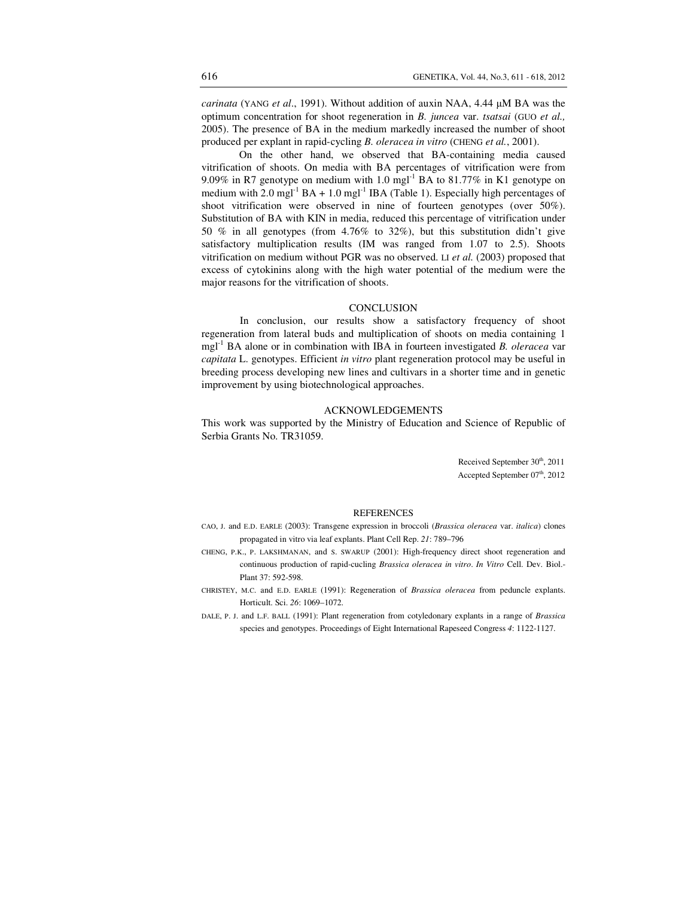*carinata* (YANG *et al*., 1991). Without addition of auxin NAA, 4.44 µM BA was the optimum concentration for shoot regeneration in *B. juncea* var. *tsatsai* (GUO *et al.,* 2005). The presence of BA in the medium markedly increased the number of shoot produced per explant in rapid-cycling *B. oleracea in vitro* (CHENG *et al.*, 2001).

On the other hand, we observed that BA-containing media caused vitrification of shoots. On media with BA percentages of vitrification were from 9.09% in R7 genotype on medium with 1.0 mgl$^{-1}$ BA to 81.77% in K1 genotype on medium with 2.0 mgl$^{-1}$ BA + 1.0 mgl$^{-1}$ IBA (Table 1). Especially high percentages of shoot vitrification were observed in nine of fourteen genotypes (over 50%). Substitution of BA with KIN in media, reduced this percentage of vitrification under 50 % in all genotypes (from 4.76% to 32%), but this substitution didn't give satisfactory multiplication results (IM was ranged from 1.07 to 2.5). Shoots vitrification on medium without PGR was no observed. LI *et al.* (2003) proposed that excess of cytokinins along with the high water potential of the medium were the major reasons for the vitrification of shoots.

## CONCLUSION

In conclusion, our results show a satisfactory frequency of shoot regeneration from lateral buds and multiplication of shoots on media containing 1 mgl$^{-1}$ BA alone or in combination with IBA in fourteen investigated *B. oleracea* var *capitata* L. genotypes. Efficient *in vitro* plant regeneration protocol may be useful in breeding process developing new lines and cultivars in a shorter time and in genetic improvement by using biotechnological approaches.

## ACKNOWLEDGEMENTS

This work was supported by the Ministry of Education and Science of Republic of Serbia Grants No. TR31059.

Received September 30th, 2011
Accepted September 07th, 2012

## REFERENCES

CAO, J. and E.D. EARLE (2003): Transgene expression in broccoli (*Brassica oleracea* var. *italica*) clones propagated in vitro via leaf explants. Plant Cell Rep. *21*: 789–796

CHENG, P.K., P. LAKSHMANAN, and S. SWARUP (2001): High-frequency direct shoot regeneration and continuous production of rapid-cucling *Brassica oleracea in vitro*. *In Vitro* Cell. Dev. Biol.-Plant 37: 592-598.

CHRISTEY, M.C. and E.D. EARLE (1991): Regeneration of *Brassica oleracea* from peduncle explants. Horticult. Sci. *26*: 1069–1072.

DALE, P. J. and L.F. BALL (1991): Plant regeneration from cotyledonary explants in a range of *Brassica* species and genotypes. Proceedings of Eight International Rapeseed Congress *4*: 1122-1127.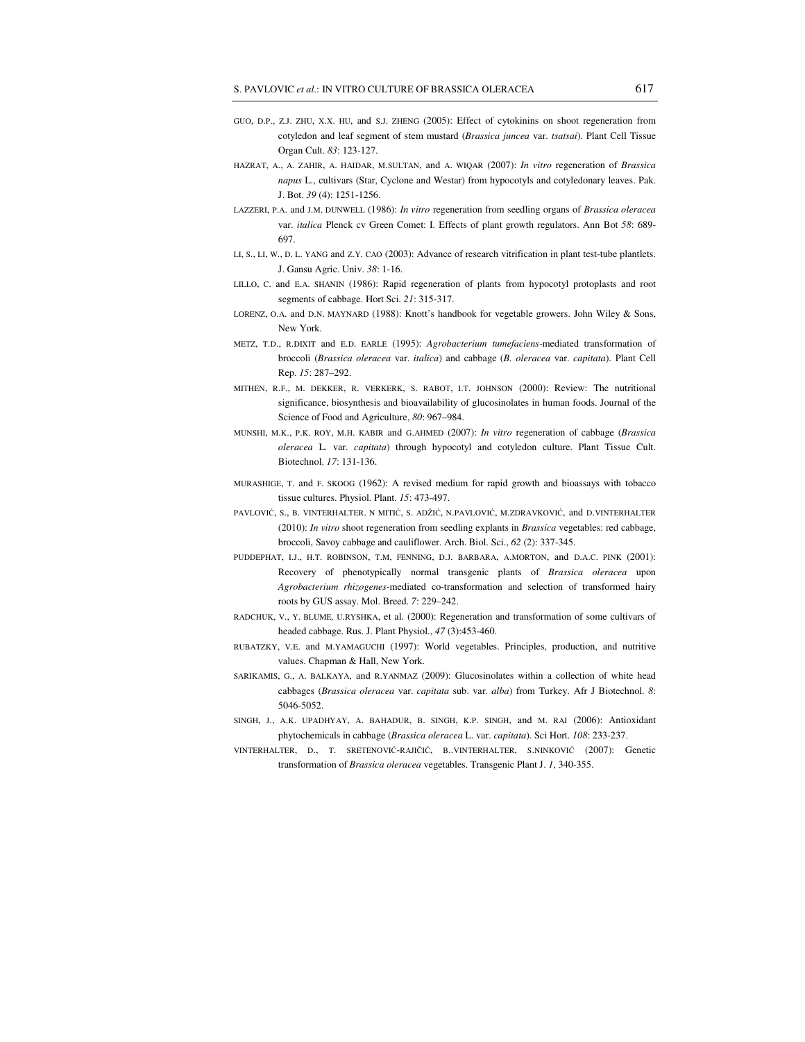GUO, D.P., Z.J. ZHU, X.X. HU, and S.J. ZHENG (2005): Effect of cytokinins on shoot regeneration from cotyledon and leaf segment of stem mustard (*Brassica juncea* var. *tsatsai*). Plant Cell Tissue Organ Cult. *83*: 123-127.

HAZRAT, A., A. ZAHIR, A. HAIDAR, M.SULTAN, and A. WIQAR (2007): *In vitro* regeneration of *Brassica napus* L., cultivars (Star, Cyclone and Westar) from hypocotyls and cotyledonary leaves. Pak. J. Bot. *39* (4): 1251-1256.

LAZZERI, P.A. and J.M. DUNWELL (1986): *In vitro* regeneration from seedling organs of *Brassica oleracea* var. *italica* Plenck cv Green Comet: I. Effects of plant growth regulators. Ann Bot *58*: 689-697.

LI, S., LI, W., D. L. YANG and Z.Y. CAO (2003): Advance of research vitrification in plant test-tube plantlets. J. Gansu Agric. Univ. *38*: 1-16.

LILLO, C. and E.A. SHANIN (1986): Rapid regeneration of plants from hypocotyl protoplasts and root segments of cabbage. Hort Sci. *21*: 315-317.

LORENZ, O.A. and D.N. MAYNARD (1988): Knott's handbook for vegetable growers. John Wiley & Sons, New York.

METZ, T.D., R.DIXIT and E.D. EARLE (1995): *Agrobacterium tumefaciens*-mediated transformation of broccoli (*Brassica oleracea* var. *italica*) and cabbage (*B. oleracea* var. *capitata*). Plant Cell Rep. *15*: 287–292.

MITHEN, R.F., M. DEKKER, R. VERKERK, S. RABOT, I.T. JOHNSON (2000): Review: The nutritional significance, biosynthesis and bioavailability of glucosinolates in human foods. Journal of the Science of Food and Agriculture, *80*: 967–984.

MUNSHI, M.K., P.K. ROY, M.H. KABIR and G.AHMED (2007): *In vitro* regeneration of cabbage (*Brassica oleracea* L. var. *capitata*) through hypocotyl and cotyledon culture. Plant Tissue Cult. Biotechnol. *17*: 131-136.

MURASHIGE, T. and F. SKOOG (1962): A revised medium for rapid growth and bioassays with tobacco tissue cultures. Physiol. Plant. *15*: 473-497.

PAVLOVIĆ, S., B. VINTERHALTER. N MITIĆ, S. ADŽIĆ, N.PAVLOVIĆ, M.ZDRAVKOVIĆ, and D.VINTERHALTER (2010): *In vitro* shoot regeneration from seedling explants in *Brassica* vegetables: red cabbage, broccoli, Savoy cabbage and cauliflower. Arch. Biol. Sci., *62* (2): 337-345.

PUDDEPHAT, I.J., H.T. ROBINSON, T.M, FENNING, D.J. BARBARA, A.MORTON, and D.A.C. PINK (2001): Recovery of phenotypically normal transgenic plants of *Brassica oleracea* upon *Agrobacterium rhizogenes*-mediated co-transformation and selection of transformed hairy roots by GUS assay. Mol. Breed. *7*: 229–242.

RADCHUK, V., Y. BLUME, U.RYSHKA, et al. (2000): Regeneration and transformation of some cultivars of headed cabbage. Rus. J. Plant Physiol., *47* (3):453-460.

RUBATZKY, V.E. and M.YAMAGUCHI (1997): World vegetables. Principles, production, and nutritive values. Chapman & Hall, New York.

SARIKAMIS, G., A. BALKAYA, and R.YANMAZ (2009): Glucosinolates within a collection of white head cabbages (*Brassica oleracea* var. *capitata* sub. var. *alba*) from Turkey. Afr J Biotechnol. *8*: 5046-5052.

SINGH, J., A.K. UPADHYAY, A. BAHADUR, B. SINGH, K.P. SINGH, and M. RAI (2006): Antioxidant phytochemicals in cabbage (*Brassica oleracea* L. var. *capitata*). Sci Hort. *108*: 233-237.

VINTERHALTER, D., T. SRETENOVIĆ-RAJIČIĆ, B..VINTERHALTER, S.NINKOVIĆ (2007): Genetic transformation of *Brassica oleracea* vegetables. Transgenic Plant J. *1*, 340-355.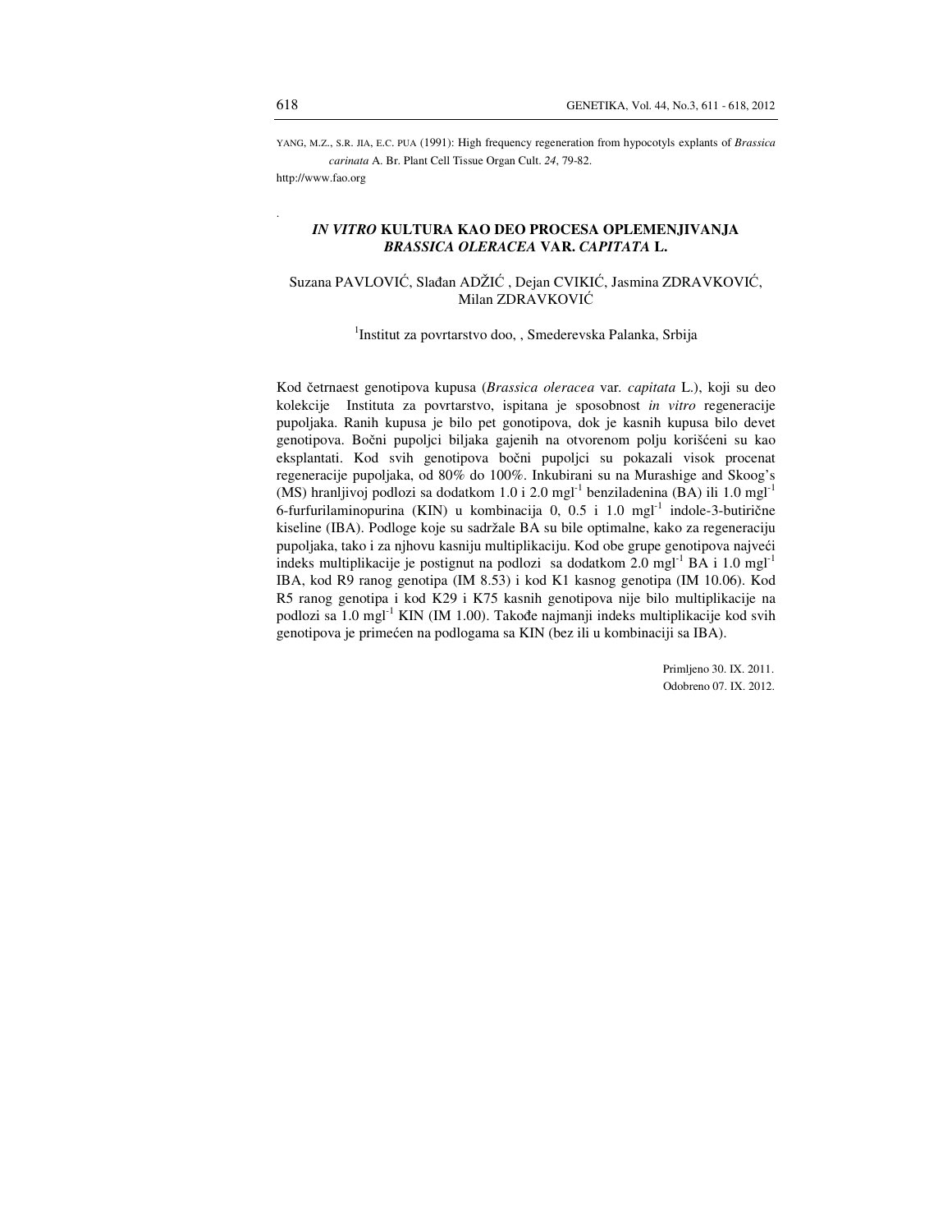YANG, M.Z., S.R. JIA, E.C. PUA (1991): High frequency regeneration from hypocotyls explants of *Brassica carinata* A. Br. Plant Cell Tissue Organ Cult. *24*, 79-82.

http://www.fao.org

## *IN VITRO* KULTURA KAO DEO PROCESA OPLEMENJIVANJA *BRASSICA OLERACEA* VAR. *CAPITATA* L.

Suzana PAVLOVIĆ, Slađan ADŽIĆ , Dejan CVIKIĆ, Jasmina ZDRAVKOVIĆ, Milan ZDRAVKOVIĆ

[1]Institut za povrtarstvo doo, , Smederevska Palanka, Srbija

Kod četrnaest genotipova kupusa (*Brassica oleracea* var. *capitata* L.), koji su deo kolekcije Instituta za povrtarstvo, ispitana je sposobnost *in vitro* regeneracije pupoljaka. Ranih kupusa je bilo pet gonotipova, dok je kasnih kupusa bilo devet genotipova. Bočni pupoljci biljaka gajenih na otvorenom polju korišćeni su kao eksplantati. Kod svih genotipova bočni pupoljci su pokazali visok procenat regeneracije pupoljaka, od 80% do 100%. Inkubirani su na Murashige and Skoog's (MS) hranljivoj podlozi sa dodatkom 1.0 i 2.0 $mgl^{-1}$ benziladenina (BA) ili 1.0 $mgl^{-1}$ 6-furfurilaminopurina (KIN) u kombinacija 0, 0.5 i 1.0 $mgl^{-1}$ indole-3-butirične kiseline (IBA). Podloge koje su sadržale BA su bile optimalne, kako za regeneraciju pupoljaka, tako i za njhovu kasniju multiplikaciju. Kod obe grupe genotipova najveći indeks multiplikacije je postignut na podlozi sa dodatkom 2.0 $mgl^{-1}$ BA i 1.0 $mgl^{-1}$ IBA, kod R9 ranog genotipa (IM 8.53) i kod K1 kasnog genotipa (IM 10.06). Kod R5 ranog genotipa i kod K29 i K75 kasnih genotipova nije bilo multiplikacije na podlozi sa 1.0 $mgl^{-1}$ KIN (IM 1.00). Takođe najmanji indeks multiplikacije kod svih genotipova je primećen na podlogama sa KIN (bez ili u kombinaciji sa IBA).

Primljeno 30. IX. 2011.
Odobreno 07. IX. 2012.